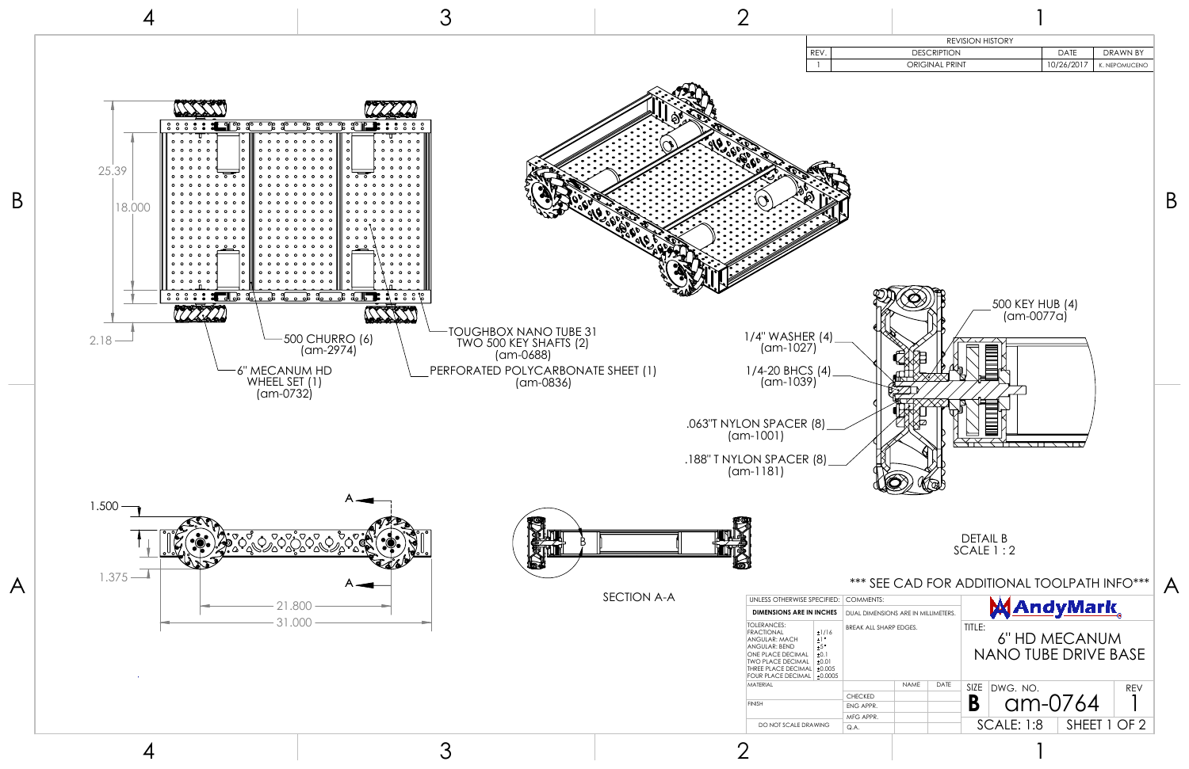| REVISION HISTORY | | | |
|---|---|---|---|
| REV. | DESCRIPTION | DATE | DRAWN BY |
| 1 | ORIGINAL PRINT | 10/26/2017 | K. NEPOMUCENO |

25.39

18.000

2.18

500 CHURRO (6)
(am-2974)

6" MECANUM HD
WHEEL SET (1)
(am-0732)

TOUGHBOX NANO TUBE 31
TWO 500 KEY SHAFTS (2)
(am-0688)

PERFORATED POLYCARBONATE SHEET (1)
(am-0836)

500 KEY HUB (4)
(am-0077a)

1/4" WASHER (4)
(am-1027)

1/4-20 BHCS (4)
(am-1039)

.063"T NYLON SPACER (8)
(am-1001)

.188" T NYLON SPACER (8)
(am-1181)

1.500

1.375

A

A

21.800

31.000

B

SECTION A-A

DETAIL B
SCALE 1 : 2

*** SEE CAD FOR ADDITIONAL TOOLPATH INFO***

| UNLESS OTHERWISE SPECIFIED: | COMMENTS: |
|---|---|
| DIMENSIONS ARE IN INCHES | DUAL DIMENSIONS ARE IN MILLIMETERS. |
| TOLERANCES: FRACTIONAL ±1/16; ANGULAR: MACH ±1°; ANGULAR: BEND ±5°; ONE PLACE DECIMAL ±0.1; TWO PLACE DECIMAL ±0.01; THREE PLACE DECIMAL ±0.005; FOUR PLACE DECIMAL ±0.0005 | BREAK ALL SHARP EDGES. |
| MATERIAL | |
| FINISH | |
| DO NOT SCALE DRAWING | |

| | NAME | DATE |
|---|---|---|
| CHECKED | | |
| ENG APPR. | | |
| MFG APPR. | | |
| Q.A. | | |

AndyMark

TITLE: 6" HD MECANUM NANO TUBE DRIVE BASE

| SIZE | DWG. NO. | REV |
|---|---|---|
| B | am-0764 | 1 |

SCALE: 1:8 | SHEET 1 OF 2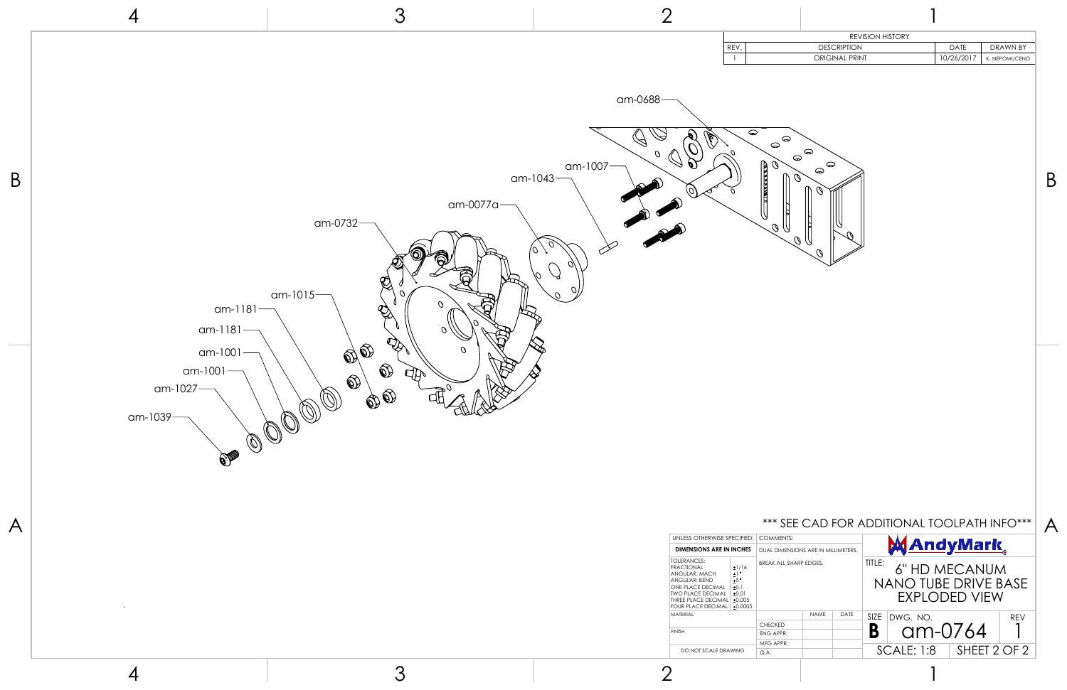| REVISION HISTORY | | | |
|---|---|---|---|
| REV. | DESCRIPTION | DATE | DRAWN BY |
| 1 | ORIGINAL PRINT | 10/26/2017 | K. NEPOMUCENO |

am-0688

am-1007

am-1043

am-0077a

am-0732

am-1015

am-1181

am-1181

am-1001

am-1001

am-1027

am-1039

*** SEE CAD FOR ADDITIONAL TOOLPATH INFO***

| | | | | |
|---|---|---|---|---|
| UNLESS OTHERWISE SPECIFIED: | | COMMENTS: | | |
| **DIMENSIONS ARE IN INCHES** | | DUAL DIMENSIONS ARE IN MILLIMETERS. | | |
| TOLERANCES: | | BREAK ALL SHARP EDGES. | | |
| FRACTIONAL | ±1/16 | | | |
| ANGULAR: MACH | ±1° | | | |
| ANGULAR: BEND | ±5° | | | |
| ONE PLACE DECIMAL | ±0.1 | | | |
| TWO PLACE DECIMAL | ±0.01 | | | |
| THREE PLACE DECIMAL | ±0.005 | | | |
| FOUR PLACE DECIMAL | ±0.0005 | | | |
| MATERIAL | | | NAME | DATE |
| | | CHECKED | | |
| FINISH | | ENG APPR. | | |
| | | MFG APPR. | | |
| DO NOT SCALE DRAWING | | Q.A. | | |

AndyMark

TITLE: 6" HD MECANUM NANO TUBE DRIVE BASE EXPLODED VIEW

| SIZE | DWG. NO. | REV |
|---|---|---|
| **B** | am-0764 | 1 |
| SCALE: 1:8 | SHEET 2 OF 2 | |